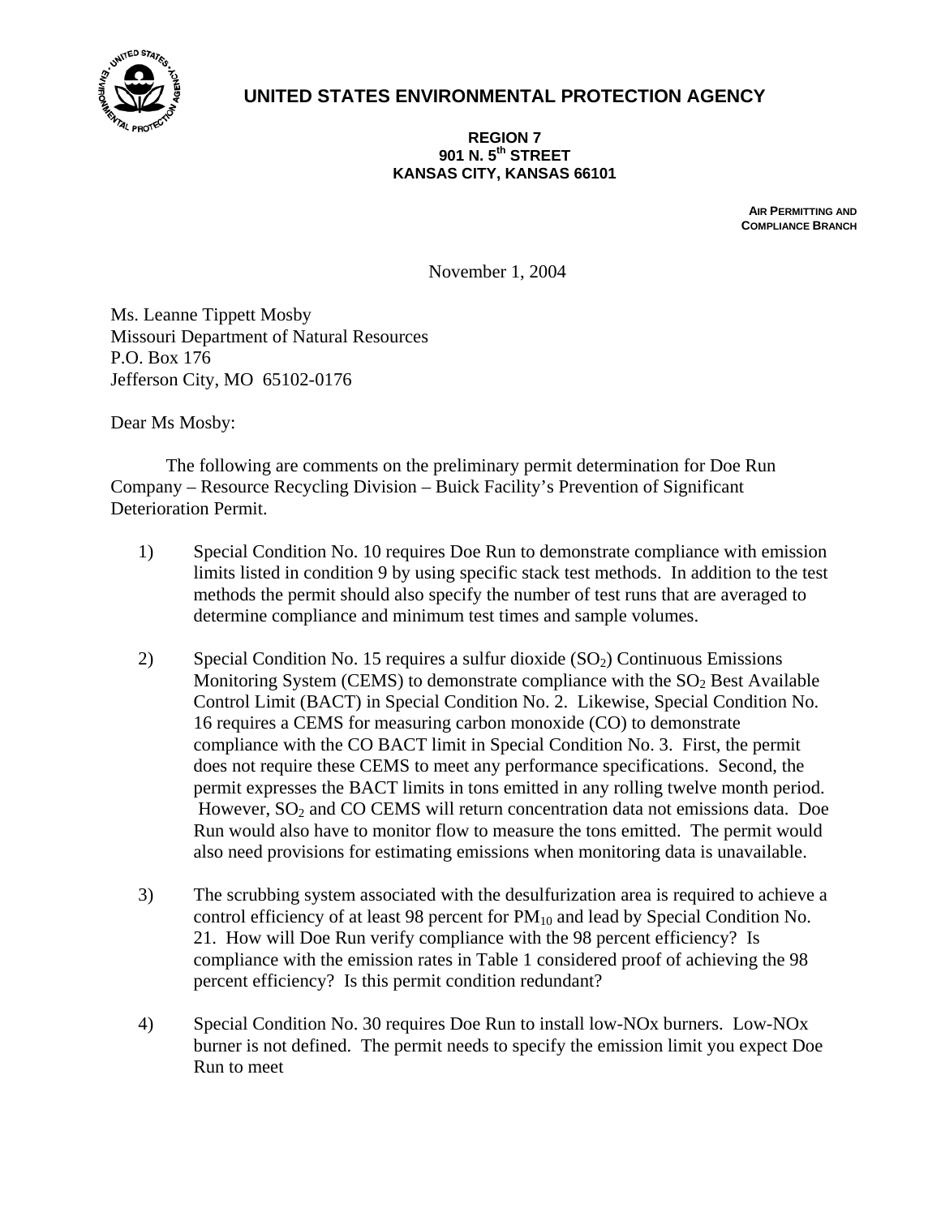# UNITED STATES ENVIRONMENTAL PROTECTION AGENCY

**REGION 7**
**901 N. 5th STREET**
**KANSAS CITY, KANSAS 66101**

**AIR PERMITTING AND COMPLIANCE BRANCH**

November 1, 2004

Ms. Leanne Tippett Mosby
Missouri Department of Natural Resources
P.O. Box 176
Jefferson City, MO 65102-0176

Dear Ms Mosby:

The following are comments on the preliminary permit determination for Doe Run Company – Resource Recycling Division – Buick Facility's Prevention of Significant Deterioration Permit.

1) Special Condition No. 10 requires Doe Run to demonstrate compliance with emission limits listed in condition 9 by using specific stack test methods. In addition to the test methods the permit should also specify the number of test runs that are averaged to determine compliance and minimum test times and sample volumes.

2) Special Condition No. 15 requires a sulfur dioxide ($SO_2$) Continuous Emissions Monitoring System (CEMS) to demonstrate compliance with the $SO_2$ Best Available Control Limit (BACT) in Special Condition No. 2. Likewise, Special Condition No. 16 requires a CEMS for measuring carbon monoxide (CO) to demonstrate compliance with the CO BACT limit in Special Condition No. 3. First, the permit does not require these CEMS to meet any performance specifications. Second, the permit expresses the BACT limits in tons emitted in any rolling twelve month period. However, $SO_2$ and CO CEMS will return concentration data not emissions data. Doe Run would also have to monitor flow to measure the tons emitted. The permit would also need provisions for estimating emissions when monitoring data is unavailable.

3) The scrubbing system associated with the desulfurization area is required to achieve a control efficiency of at least 98 percent for $PM_{10}$ and lead by Special Condition No. 21. How will Doe Run verify compliance with the 98 percent efficiency? Is compliance with the emission rates in Table 1 considered proof of achieving the 98 percent efficiency? Is this permit condition redundant?

4) Special Condition No. 30 requires Doe Run to install low-NOx burners. Low-NOx burner is not defined. The permit needs to specify the emission limit you expect Doe Run to meet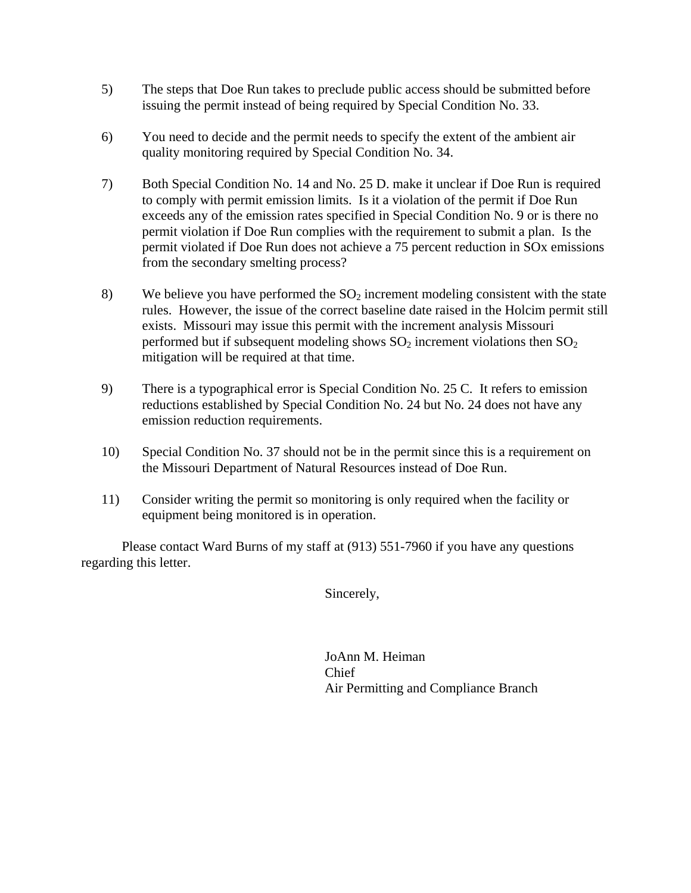5) The steps that Doe Run takes to preclude public access should be submitted before issuing the permit instead of being required by Special Condition No. 33.

6) You need to decide and the permit needs to specify the extent of the ambient air quality monitoring required by Special Condition No. 34.

7) Both Special Condition No. 14 and No. 25 D. make it unclear if Doe Run is required to comply with permit emission limits. Is it a violation of the permit if Doe Run exceeds any of the emission rates specified in Special Condition No. 9 or is there no permit violation if Doe Run complies with the requirement to submit a plan. Is the permit violated if Doe Run does not achieve a 75 percent reduction in SOx emissions from the secondary smelting process?

8) We believe you have performed the $SO_2$ increment modeling consistent with the state rules. However, the issue of the correct baseline date raised in the Holcim permit still exists. Missouri may issue this permit with the increment analysis Missouri performed but if subsequent modeling shows $SO_2$ increment violations then $SO_2$ mitigation will be required at that time.

9) There is a typographical error is Special Condition No. 25 C. It refers to emission reductions established by Special Condition No. 24 but No. 24 does not have any emission reduction requirements.

10) Special Condition No. 37 should not be in the permit since this is a requirement on the Missouri Department of Natural Resources instead of Doe Run.

11) Consider writing the permit so monitoring is only required when the facility or equipment being monitored is in operation.

Please contact Ward Burns of my staff at (913) 551-7960 if you have any questions regarding this letter.

Sincerely,

JoAnn M. Heiman
Chief
Air Permitting and Compliance Branch